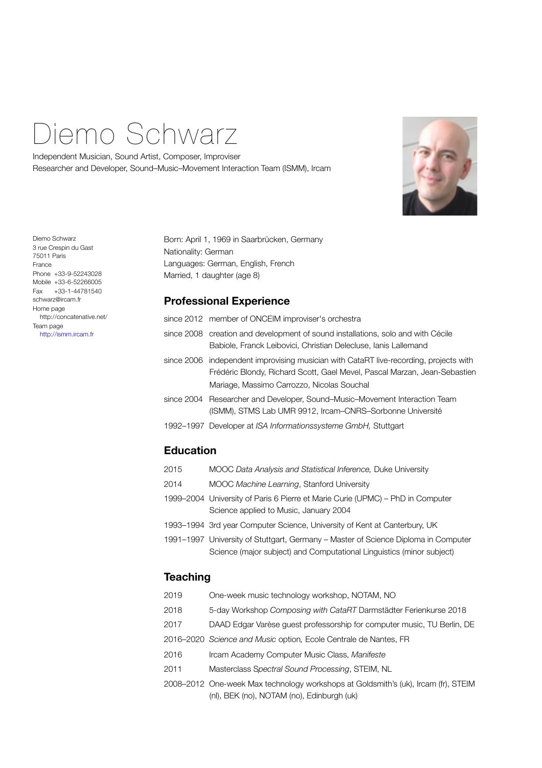# Diemo Schwarz

Independent Musician, Sound Artist, Composer, Improviser
Researcher and Developer, Sound–Music–Movement Interaction Team (ISMM), Ircam

Diemo Schwarz
3 rue Crespin du Gast
75011 Paris
France
Phone +33-9-52243028
Mobile +33-6-52266005
Fax +33-1-44781540
schwarz@ircam.fr
Home page
http://concatenative.net/
Team page
http://ismm.ircam.fr

Born: April 1, 1969 in Saarbrücken, Germany
Nationality: German
Languages: German, English, French
Married, 1 daughter (age 8)

## Professional Experience

| | |
|---|---|
| since 2012 | member of ONCEIM improviser's orchestra |
| since 2008 | creation and development of sound installations, solo and with Cécile Babiole, Franck Leibovici, Christian Delecluse, Ianis Lallemand |
| since 2006 | independent improvising musician with CataRT live-recording, projects with Frédéric Blondy, Richard Scott, Gael Mevel, Pascal Marzan, Jean-Sebastien Mariage, Massimo Carrozzo, Nicolas Souchal |
| since 2004 | Researcher and Developer, Sound–Music–Movement Interaction Team (ISMM), STMS Lab UMR 9912, Ircam–CNRS–Sorbonne Université |
| 1992–1997 | Developer at *ISA Informationssysteme GmbH,* Stuttgart |

## Education

| | |
|---|---|
| 2015 | MOOC *Data Analysis and Statistical Inference,* Duke University |
| 2014 | MOOC *Machine Learning*, Stanford University |
| 1999–2004 | University of Paris 6 Pierre et Marie Curie (UPMC) – PhD in Computer Science applied to Music, January 2004 |
| 1993–1994 | 3rd year Computer Science, University of Kent at Canterbury, UK |
| 1991–1997 | University of Stuttgart, Germany – Master of Science Diploma in Computer Science (major subject) and Computational Linguistics (minor subject) |

## Teaching

| | |
|---|---|
| 2019 | One-week music technology workshop, NOTAM, NO |
| 2018 | 5-day Workshop *Composing with CataRT* Darmstädter Ferienkurse 2018 |
| 2017 | DAAD Edgar Varèse guest professorship for computer music, TU Berlin, DE |
| 2016–2020 | *Science and Music* option, Ecole Centrale de Nantes, FR |
| 2016 | Ircam Academy Computer Music Class, *Manifeste* |
| 2011 | Masterclass S*pectral Sound Processing*, STEIM, NL |
| 2008–2012 | One-week Max technology workshops at Goldsmith's (uk), Ircam (fr), STEIM (nl), BEK (no), NOTAM (no), Edinburgh (uk) |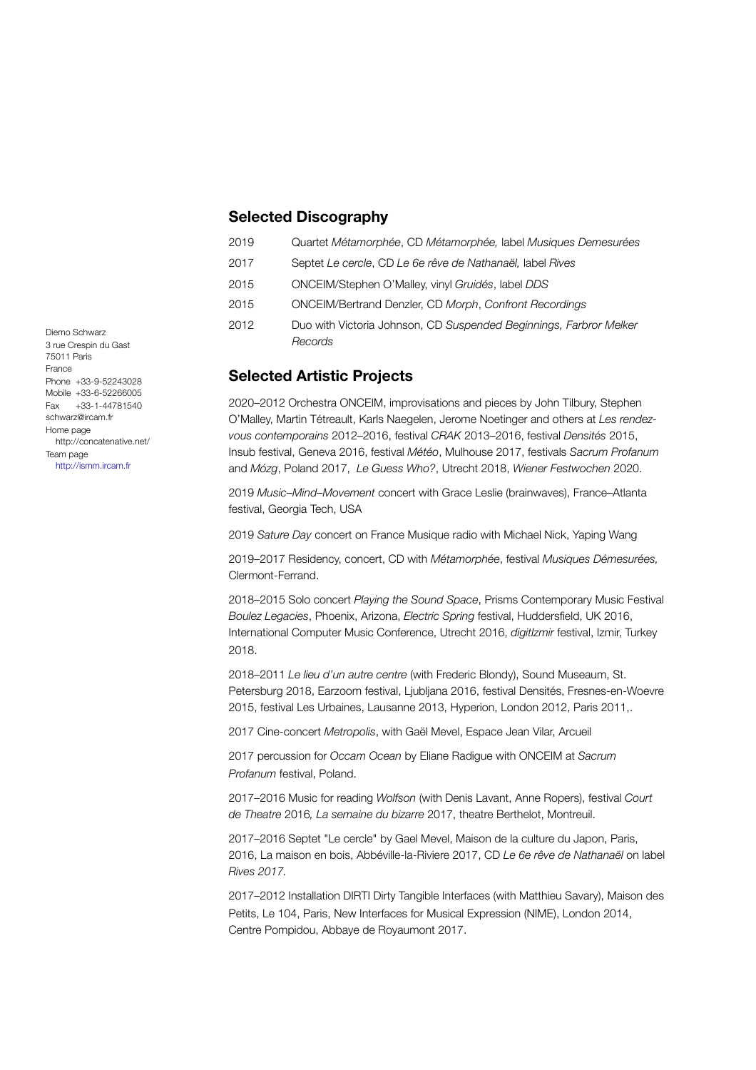Diemo Schwarz
3 rue Crespin du Gast
75011 Paris
France
Phone +33-9-52243028
Mobile +33-6-52266005
Fax +33-1-44781540
schwarz@ircam.fr
Home page
http://concatenative.net/
Team page
http://ismm.ircam.fr

## Selected Discography

| | |
|---|---|
| 2019 | Quartet *Métamorphée*, CD *Métamorphée,* label *Musiques Demesurées* |
| 2017 | Septet *Le cercle*, CD *Le 6e rêve de Nathanaël,* label *Rives* |
| 2015 | ONCEIM/Stephen O'Malley, vinyl *Gruidés*, label *DDS* |
| 2015 | ONCEIM/Bertrand Denzler, CD *Morph*, *Confront Recordings* |
| 2012 | Duo with Victoria Johnson, CD *Suspended Beginnings, Farbror Melker Records* |

## Selected Artistic Projects

2020–2012 Orchestra ONCEIM, improvisations and pieces by John Tilbury, Stephen O'Malley, Martin Tétreault, Karls Naegelen, Jerome Noetinger and others at *Les rendez-vous contemporains* 2012–2016, festival *CRAK* 2013–2016, festival *Densités* 2015, Insub festival, Geneva 2016, festival *Météo*, Mulhouse 2017, festivals *Sacrum Profanum* and *Mózg*, Poland 2017, *Le Guess Who?*, Utrecht 2018, *Wiener Festwochen* 2020.

2019 *Music–Mind–Movement* concert with Grace Leslie (brainwaves), France–Atlanta festival, Georgia Tech, USA

2019 *Sature Day* concert on France Musique radio with Michael Nick, Yaping Wang

2019–2017 Residency, concert, CD with *Métamorphée*, festival *Musiques Démesurées,* Clermont-Ferrand.

2018–2015 Solo concert *Playing the Sound Space*, Prisms Contemporary Music Festival *Boulez Legacies*, Phoenix, Arizona, *Electric Spring* festival, Huddersfield, UK 2016, International Computer Music Conference, Utrecht 2016, *digitIzmir* festival, Izmir, Turkey 2018.

2018–2011 *Le lieu d'un autre centre* (with Frederic Blondy), Sound Museaum, St. Petersburg 2018, Earzoom festival, Ljubljana 2016, festival Densités, Fresnes-en-Woevre 2015, festival Les Urbaines, Lausanne 2013, Hyperion, London 2012, Paris 2011,.

2017 Cine-concert *Metropolis*, with Gaël Mevel, Espace Jean Vilar, Arcueil

2017 percussion for *Occam Ocean* by Eliane Radigue with ONCEIM at *Sacrum Profanum* festival, Poland.

2017–2016 Music for reading *Wolfson* (with Denis Lavant, Anne Ropers), festival *Court de Theatre* 2016*, La semaine du bizarre* 2017, theatre Berthelot, Montreuil.

2017–2016 Septet "Le cercle" by Gael Mevel, Maison de la culture du Japon, Paris, 2016, La maison en bois, Abbéville-la-Riviere 2017, CD *Le 6e rêve de Nathanaël* on label *Rives 2017.*

2017–2012 Installation DIRTI Dirty Tangible Interfaces (with Matthieu Savary), Maison des Petits, Le 104, Paris, New Interfaces for Musical Expression (NIME), London 2014, Centre Pompidou, Abbaye de Royaumont 2017.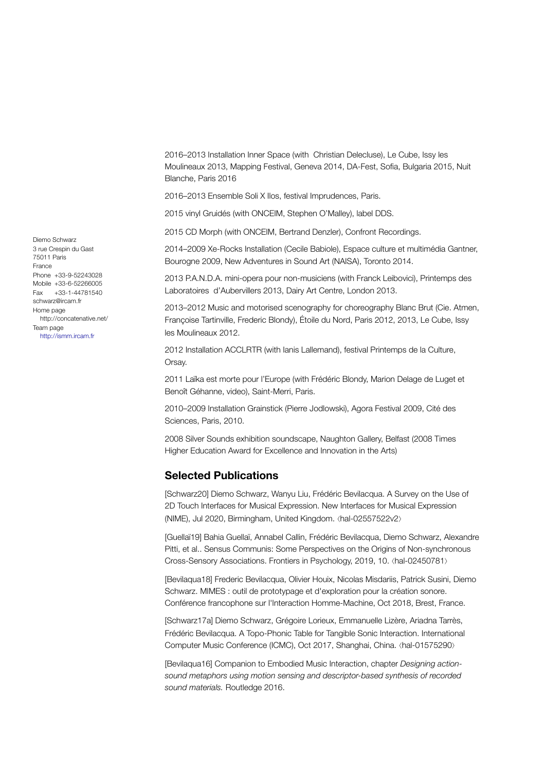Diemo Schwarz
3 rue Crespin du Gast
75011 Paris
France
Phone +33-9-52243028
Mobile +33-6-52266005
Fax +33-1-44781540
schwarz@ircam.fr
Home page
http://concatenative.net/
Team page
http://ismm.ircam.fr

2016–2013 Installation Inner Space (with Christian Delecluse), Le Cube, Issy les Moulineaux 2013, Mapping Festival, Geneva 2014, DA-Fest, Sofia, Bulgaria 2015, Nuit Blanche, Paris 2016

2016–2013 Ensemble Soli X Ilos, festival Imprudences, Paris.

2015 vinyl Gruidés (with ONCEIM, Stephen O'Malley), label DDS.

2015 CD Morph (with ONCEIM, Bertrand Denzler), Confront Recordings.

2014–2009 Xe-Rocks Installation (Cecile Babiole), Espace culture et multimédia Gantner, Bourogne 2009, New Adventures in Sound Art (NAISA), Toronto 2014.

2013 P.A.N.D.A. mini-opera pour non-musiciens (with Franck Leibovici), Printemps des Laboratoires d'Aubervillers 2013, Dairy Art Centre, London 2013.

2013–2012 Music and motorised scenography for choreography Blanc Brut (Cie. Atmen, Françoise Tartinville, Frederic Blondy), Étoile du Nord, Paris 2012, 2013, Le Cube, Issy les Moulineaux 2012.

2012 Installation ACCLRTR (with Ianis Lallemand), festival Printemps de la Culture, Orsay.

2011 Laïka est morte pour l'Europe (with Frédéric Blondy, Marion Delage de Luget et Benoît Géhanne, video), Saint-Merri, Paris.

2010–2009 Installation Grainstick (Pierre Jodlowski), Agora Festival 2009, Cité des Sciences, Paris, 2010.

2008 Silver Sounds exhibition soundscape, Naughton Gallery, Belfast (2008 Times Higher Education Award for Excellence and Innovation in the Arts)

## Selected Publications

[Schwarz20] Diemo Schwarz, Wanyu Liu, Frédéric Bevilacqua. A Survey on the Use of 2D Touch Interfaces for Musical Expression. New Interfaces for Musical Expression (NIME), Jul 2020, Birmingham, United Kingdom. ⟨hal-02557522v2⟩

[Guellaï19] Bahia Guellaï, Annabel Callin, Frédéric Bevilacqua, Diemo Schwarz, Alexandre Pitti, et al.. Sensus Communis: Some Perspectives on the Origins of Non-synchronous Cross-Sensory Associations. Frontiers in Psychology, 2019, 10. ⟨hal-02450781⟩

[Bevilaqua18] Frederic Bevilacqua, Olivier Houix, Nicolas Misdariis, Patrick Susini, Diemo Schwarz. MIMES : outil de prototypage et d'exploration pour la création sonore. Conférence francophone sur l'Interaction Homme-Machine, Oct 2018, Brest, France.

[Schwarz17a] Diemo Schwarz, Grégoire Lorieux, Emmanuelle Lizère, Ariadna Tarrès, Frédéric Bevilacqua. A Topo-Phonic Table for Tangible Sonic Interaction. International Computer Music Conference (ICMC), Oct 2017, Shanghai, China. ⟨hal-01575290⟩

[Bevilaqua16] Companion to Embodied Music Interaction, chapter *Designing action-sound metaphors using motion sensing and descriptor-based synthesis of recorded sound materials.* Routledge 2016.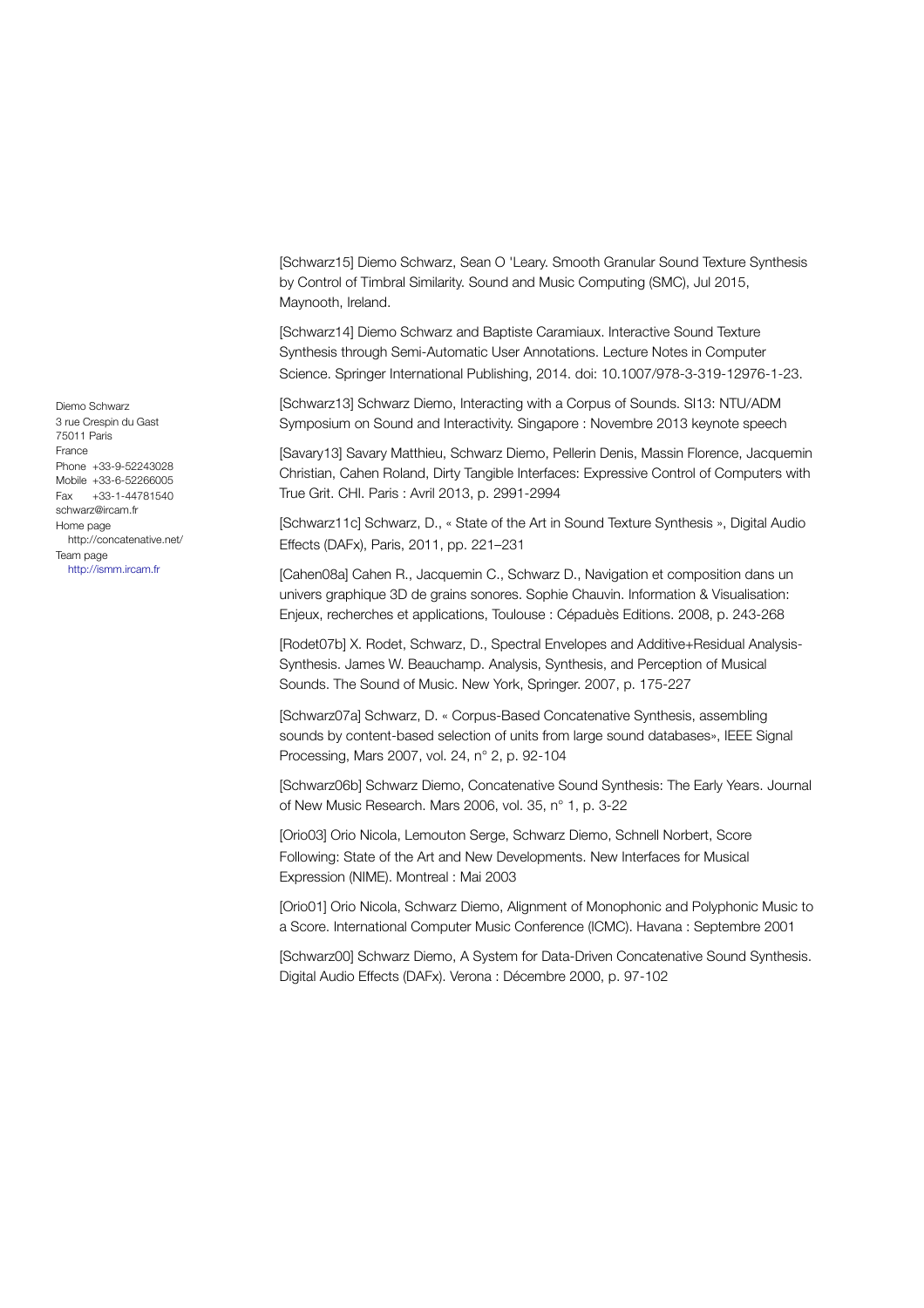Diemo Schwarz
3 rue Crespin du Gast
75011 Paris
France
Phone +33-9-52243028
Mobile +33-6-52266005
Fax +33-1-44781540
schwarz@ircam.fr
Home page
http://concatenative.net/
Team page
http://ismm.ircam.fr

[Schwarz15] Diemo Schwarz, Sean O 'Leary. Smooth Granular Sound Texture Synthesis by Control of Timbral Similarity. Sound and Music Computing (SMC), Jul 2015, Maynooth, Ireland.

[Schwarz14] Diemo Schwarz and Baptiste Caramiaux. Interactive Sound Texture Synthesis through Semi-Automatic User Annotations. Lecture Notes in Computer Science. Springer International Publishing, 2014. doi: 10.1007/978-3-319-12976-1-23.

[Schwarz13] Schwarz Diemo, Interacting with a Corpus of Sounds. SI13: NTU/ADM Symposium on Sound and Interactivity. Singapore : Novembre 2013 keynote speech

[Savary13] Savary Matthieu, Schwarz Diemo, Pellerin Denis, Massin Florence, Jacquemin Christian, Cahen Roland, Dirty Tangible Interfaces: Expressive Control of Computers with True Grit. CHI. Paris : Avril 2013, p. 2991-2994

[Schwarz11c] Schwarz, D., « State of the Art in Sound Texture Synthesis », Digital Audio Effects (DAFx), Paris, 2011, pp. 221–231

[Cahen08a] Cahen R., Jacquemin C., Schwarz D., Navigation et composition dans un univers graphique 3D de grains sonores. Sophie Chauvin. Information & Visualisation: Enjeux, recherches et applications, Toulouse : Cépaduès Editions. 2008, p. 243-268

[Rodet07b] X. Rodet, Schwarz, D., Spectral Envelopes and Additive+Residual Analysis-Synthesis. James W. Beauchamp. Analysis, Synthesis, and Perception of Musical Sounds. The Sound of Music. New York, Springer. 2007, p. 175-227

[Schwarz07a] Schwarz, D. « Corpus-Based Concatenative Synthesis, assembling sounds by content-based selection of units from large sound databases», IEEE Signal Processing, Mars 2007, vol. 24, n° 2, p. 92-104

[Schwarz06b] Schwarz Diemo, Concatenative Sound Synthesis: The Early Years. Journal of New Music Research. Mars 2006, vol. 35, n° 1, p. 3-22

[Orio03] Orio Nicola, Lemouton Serge, Schwarz Diemo, Schnell Norbert, Score Following: State of the Art and New Developments. New Interfaces for Musical Expression (NIME). Montreal : Mai 2003

[Orio01] Orio Nicola, Schwarz Diemo, Alignment of Monophonic and Polyphonic Music to a Score. International Computer Music Conference (ICMC). Havana : Septembre 2001

[Schwarz00] Schwarz Diemo, A System for Data-Driven Concatenative Sound Synthesis. Digital Audio Effects (DAFx). Verona : Décembre 2000, p. 97-102